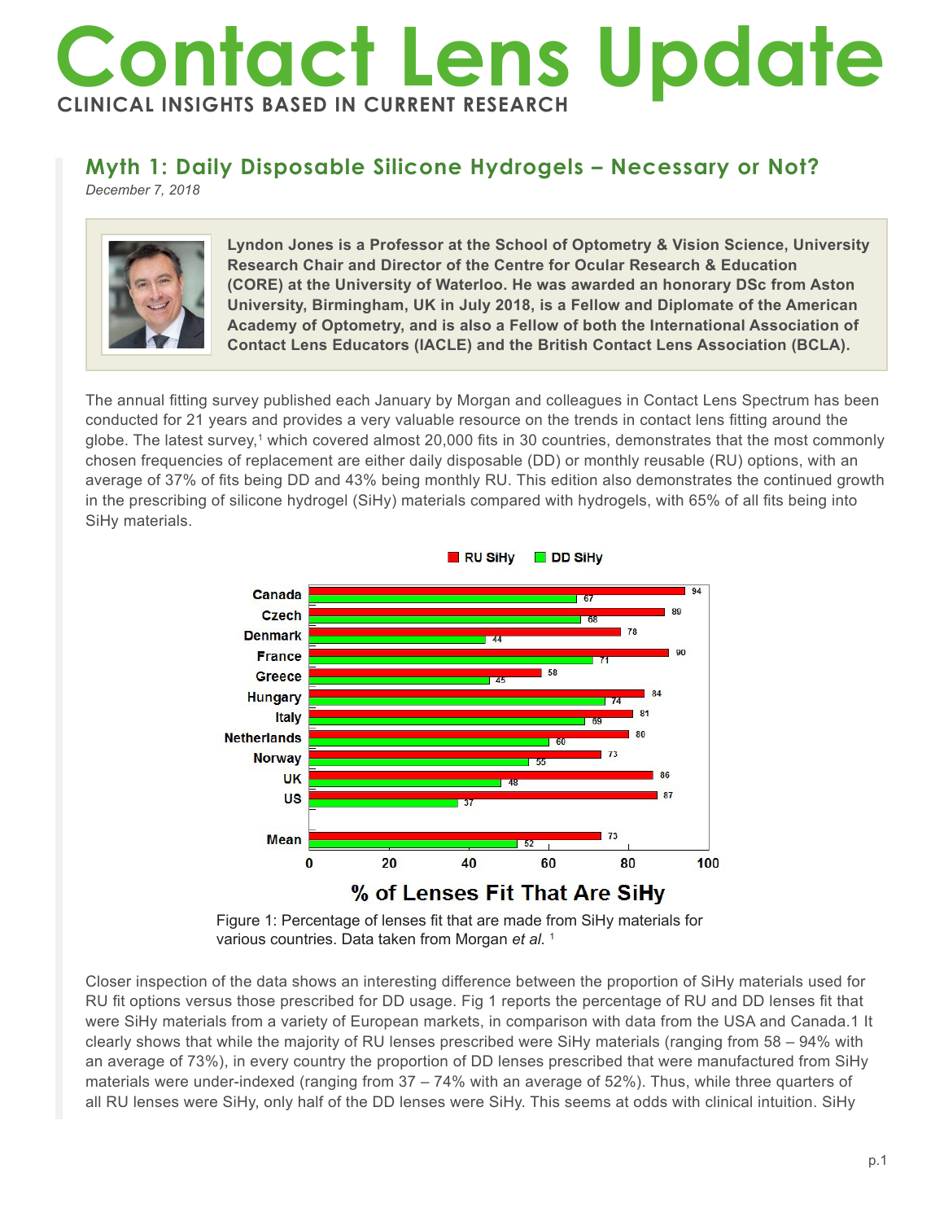# Contact Lens Update

**CLINICAL INSIGHTS BASED IN CURRENT RESEARCH**

## Myth 1: Daily Disposable Silicone Hydrogels – Necessary or Not?

*December 7, 2018*

**Lyndon Jones is a Professor at the School of Optometry & Vision Science, University Research Chair and Director of the Centre for Ocular Research & Education (CORE) at the University of Waterloo. He was awarded an honorary DSc from Aston University, Birmingham, UK in July 2018, is a Fellow and Diplomate of the American Academy of Optometry, and is also a Fellow of both the International Association of Contact Lens Educators (IACLE) and the British Contact Lens Association (BCLA).**

The annual fitting survey published each January by Morgan and colleagues in Contact Lens Spectrum has been conducted for 21 years and provides a very valuable resource on the trends in contact lens fitting around the globe. The latest survey,[1] which covered almost 20,000 fits in 30 countries, demonstrates that the most commonly chosen frequencies of replacement are either daily disposable (DD) or monthly reusable (RU) options, with an average of 37% of fits being DD and 43% being monthly RU. This edition also demonstrates the continued growth in the prescribing of silicone hydrogel (SiHy) materials compared with hydrogels, with 65% of all fits being into SiHy materials.

| Country | RU SiHy | DD SiHy |
|---|---|---|
| Canada | 94 | 67 |
| Czech | 89 | 68 |
| Denmark | 78 | 44 |
| France | 90 | 71 |
| Greece | 58 | 45 |
| Hungary | 84 | 74 |
| Italy | 81 | 69 |
| Netherlands | 80 | 60 |
| Norway | 73 | 55 |
| UK | 86 | 48 |
| US | 87 | 37 |
| Mean | 73 | 52 |

% of Lenses Fit That Are SiHy

Figure 1: Percentage of lenses fit that are made from SiHy materials for various countries. Data taken from Morgan *et al.* [1]

Closer inspection of the data shows an interesting difference between the proportion of SiHy materials used for RU fit options versus those prescribed for DD usage. Fig 1 reports the percentage of RU and DD lenses fit that were SiHy materials from a variety of European markets, in comparison with data from the USA and Canada.1 It clearly shows that while the majority of RU lenses prescribed were SiHy materials (ranging from 58 – 94% with an average of 73%), in every country the proportion of DD lenses prescribed that were manufactured from SiHy materials were under-indexed (ranging from 37 – 74% with an average of 52%). Thus, while three quarters of all RU lenses were SiHy, only half of the DD lenses were SiHy. This seems at odds with clinical intuition. SiHy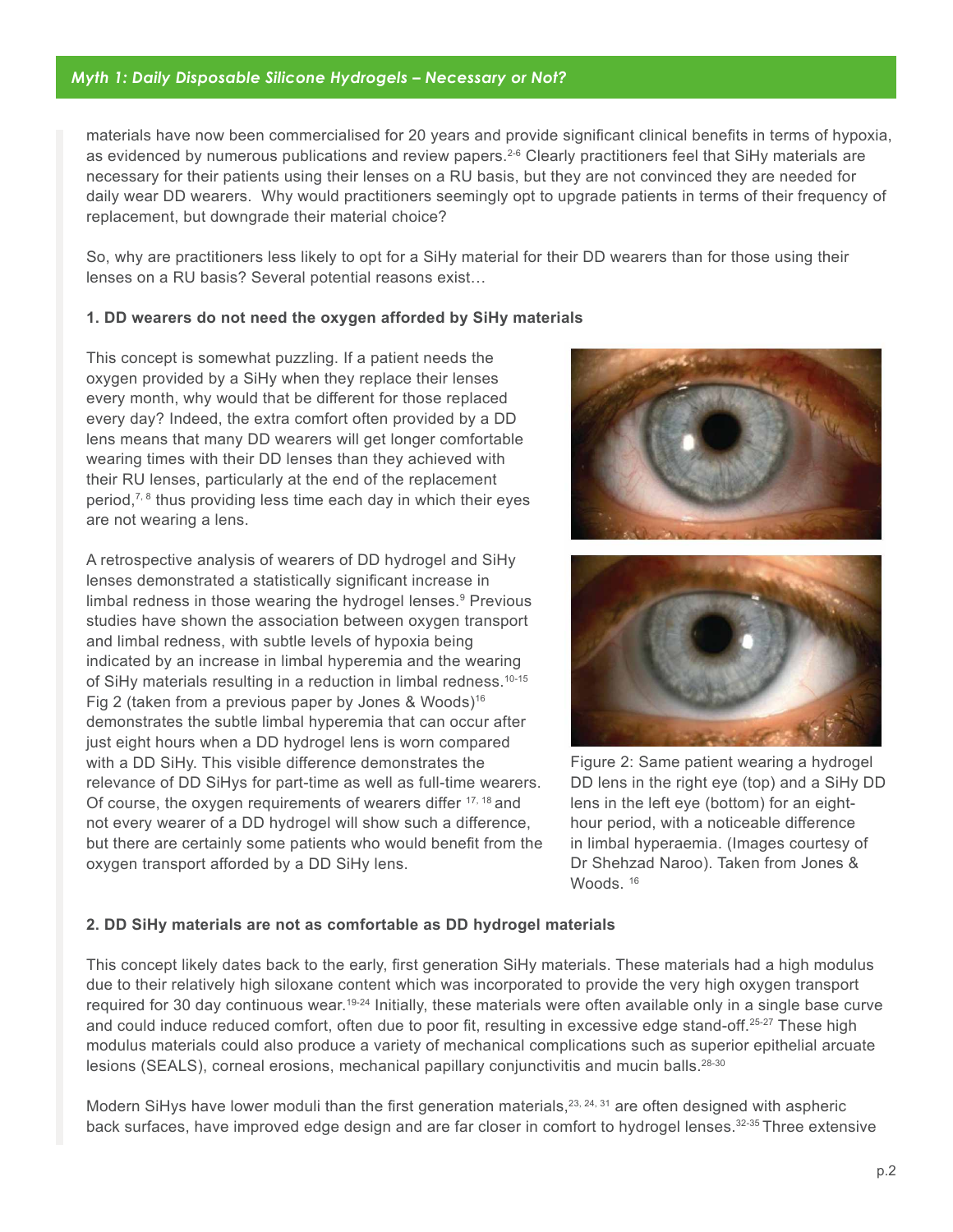materials have now been commercialised for 20 years and provide significant clinical benefits in terms of hypoxia, as evidenced by numerous publications and review papers.[2-6] Clearly practitioners feel that SiHy materials are necessary for their patients using their lenses on a RU basis, but they are not convinced they are needed for daily wear DD wearers. Why would practitioners seemingly opt to upgrade patients in terms of their frequency of replacement, but downgrade their material choice?

So, why are practitioners less likely to opt for a SiHy material for their DD wearers than for those using their lenses on a RU basis? Several potential reasons exist…

**1. DD wearers do not need the oxygen afforded by SiHy materials**

This concept is somewhat puzzling. If a patient needs the oxygen provided by a SiHy when they replace their lenses every month, why would that be different for those replaced every day? Indeed, the extra comfort often provided by a DD lens means that many DD wearers will get longer comfortable wearing times with their DD lenses than they achieved with their RU lenses, particularly at the end of the replacement period,[7, 8] thus providing less time each day in which their eyes are not wearing a lens.

A retrospective analysis of wearers of DD hydrogel and SiHy lenses demonstrated a statistically significant increase in limbal redness in those wearing the hydrogel lenses.[9] Previous studies have shown the association between oxygen transport and limbal redness, with subtle levels of hypoxia being indicated by an increase in limbal hyperemia and the wearing of SiHy materials resulting in a reduction in limbal redness.[10-15] Fig 2 (taken from a previous paper by Jones & Woods)[16] demonstrates the subtle limbal hyperemia that can occur after just eight hours when a DD hydrogel lens is worn compared with a DD SiHy. This visible difference demonstrates the relevance of DD SiHys for part-time as well as full-time wearers. Of course, the oxygen requirements of wearers differ [17, 18] and not every wearer of a DD hydrogel will show such a difference, but there are certainly some patients who would benefit from the oxygen transport afforded by a DD SiHy lens.

Figure 2: Same patient wearing a hydrogel DD lens in the right eye (top) and a SiHy DD lens in the left eye (bottom) for an eight-hour period, with a noticeable difference in limbal hyperaemia. (Images courtesy of Dr Shehzad Naroo). Taken from Jones & Woods. [16]

**2. DD SiHy materials are not as comfortable as DD hydrogel materials**

This concept likely dates back to the early, first generation SiHy materials. These materials had a high modulus due to their relatively high siloxane content which was incorporated to provide the very high oxygen transport required for 30 day continuous wear.[19-24] Initially, these materials were often available only in a single base curve and could induce reduced comfort, often due to poor fit, resulting in excessive edge stand-off.[25-27] These high modulus materials could also produce a variety of mechanical complications such as superior epithelial arcuate lesions (SEALS), corneal erosions, mechanical papillary conjunctivitis and mucin balls.[28-30]

Modern SiHys have lower moduli than the first generation materials,[23, 24, 31] are often designed with aspheric back surfaces, have improved edge design and are far closer in comfort to hydrogel lenses.[32-35] Three extensive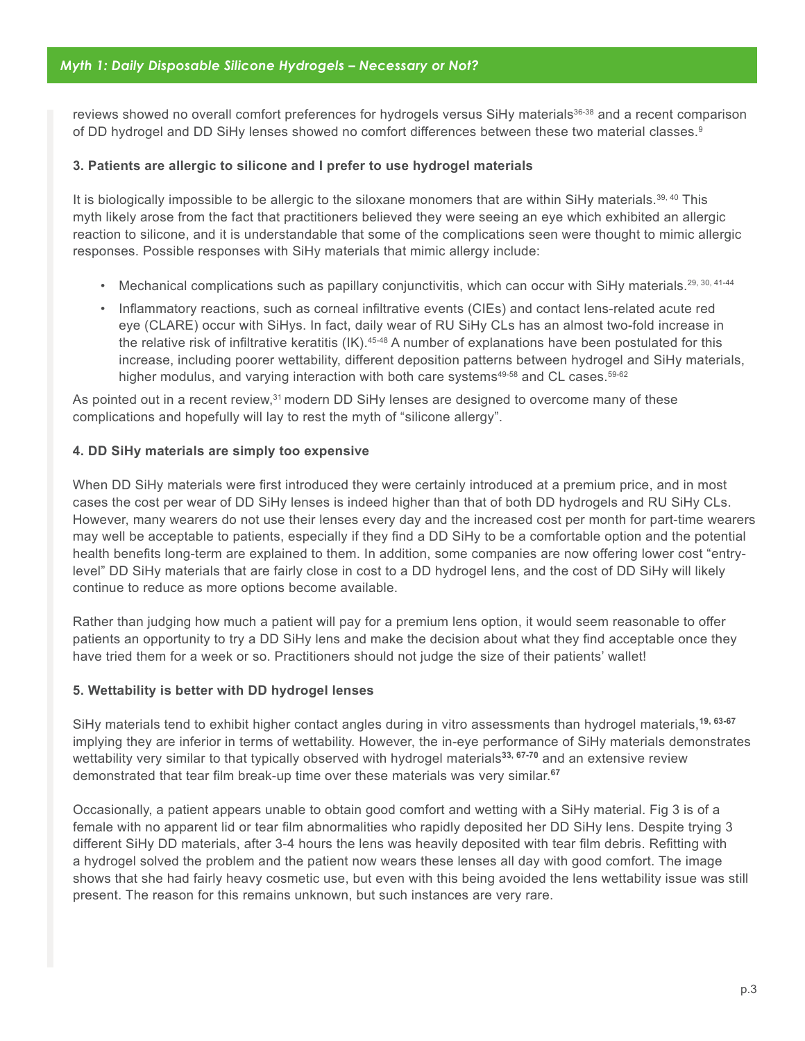reviews showed no overall comfort preferences for hydrogels versus SiHy materials[36-38] and a recent comparison of DD hydrogel and DD SiHy lenses showed no comfort differences between these two material classes.[9]

### 3. Patients are allergic to silicone and I prefer to use hydrogel materials

It is biologically impossible to be allergic to the siloxane monomers that are within SiHy materials.[39, 40] This myth likely arose from the fact that practitioners believed they were seeing an eye which exhibited an allergic reaction to silicone, and it is understandable that some of the complications seen were thought to mimic allergic responses. Possible responses with SiHy materials that mimic allergy include:

- Mechanical complications such as papillary conjunctivitis, which can occur with SiHy materials.[29, 30, 41-44]
- Inflammatory reactions, such as corneal infiltrative events (CIEs) and contact lens-related acute red eye (CLARE) occur with SiHys. In fact, daily wear of RU SiHy CLs has an almost two-fold increase in the relative risk of infiltrative keratitis (IK).[45-48] A number of explanations have been postulated for this increase, including poorer wettability, different deposition patterns between hydrogel and SiHy materials, higher modulus, and varying interaction with both care systems[49-58] and CL cases.[59-62]

As pointed out in a recent review,[31] modern DD SiHy lenses are designed to overcome many of these complications and hopefully will lay to rest the myth of "silicone allergy".

### 4. DD SiHy materials are simply too expensive

When DD SiHy materials were first introduced they were certainly introduced at a premium price, and in most cases the cost per wear of DD SiHy lenses is indeed higher than that of both DD hydrogels and RU SiHy CLs. However, many wearers do not use their lenses every day and the increased cost per month for part-time wearers may well be acceptable to patients, especially if they find a DD SiHy to be a comfortable option and the potential health benefits long-term are explained to them. In addition, some companies are now offering lower cost "entry-level" DD SiHy materials that are fairly close in cost to a DD hydrogel lens, and the cost of DD SiHy will likely continue to reduce as more options become available.

Rather than judging how much a patient will pay for a premium lens option, it would seem reasonable to offer patients an opportunity to try a DD SiHy lens and make the decision about what they find acceptable once they have tried them for a week or so. Practitioners should not judge the size of their patients' wallet!

### 5. Wettability is better with DD hydrogel lenses

SiHy materials tend to exhibit higher contact angles during in vitro assessments than hydrogel materials,[19, 63-67] implying they are inferior in terms of wettability. However, the in-eye performance of SiHy materials demonstrates wettability very similar to that typically observed with hydrogel materials[33, 67-70] and an extensive review demonstrated that tear film break-up time over these materials was very similar.[67]

Occasionally, a patient appears unable to obtain good comfort and wetting with a SiHy material. Fig 3 is of a female with no apparent lid or tear film abnormalities who rapidly deposited her DD SiHy lens. Despite trying 3 different SiHy DD materials, after 3-4 hours the lens was heavily deposited with tear film debris. Refitting with a hydrogel solved the problem and the patient now wears these lenses all day with good comfort. The image shows that she had fairly heavy cosmetic use, but even with this being avoided the lens wettability issue was still present. The reason for this remains unknown, but such instances are very rare.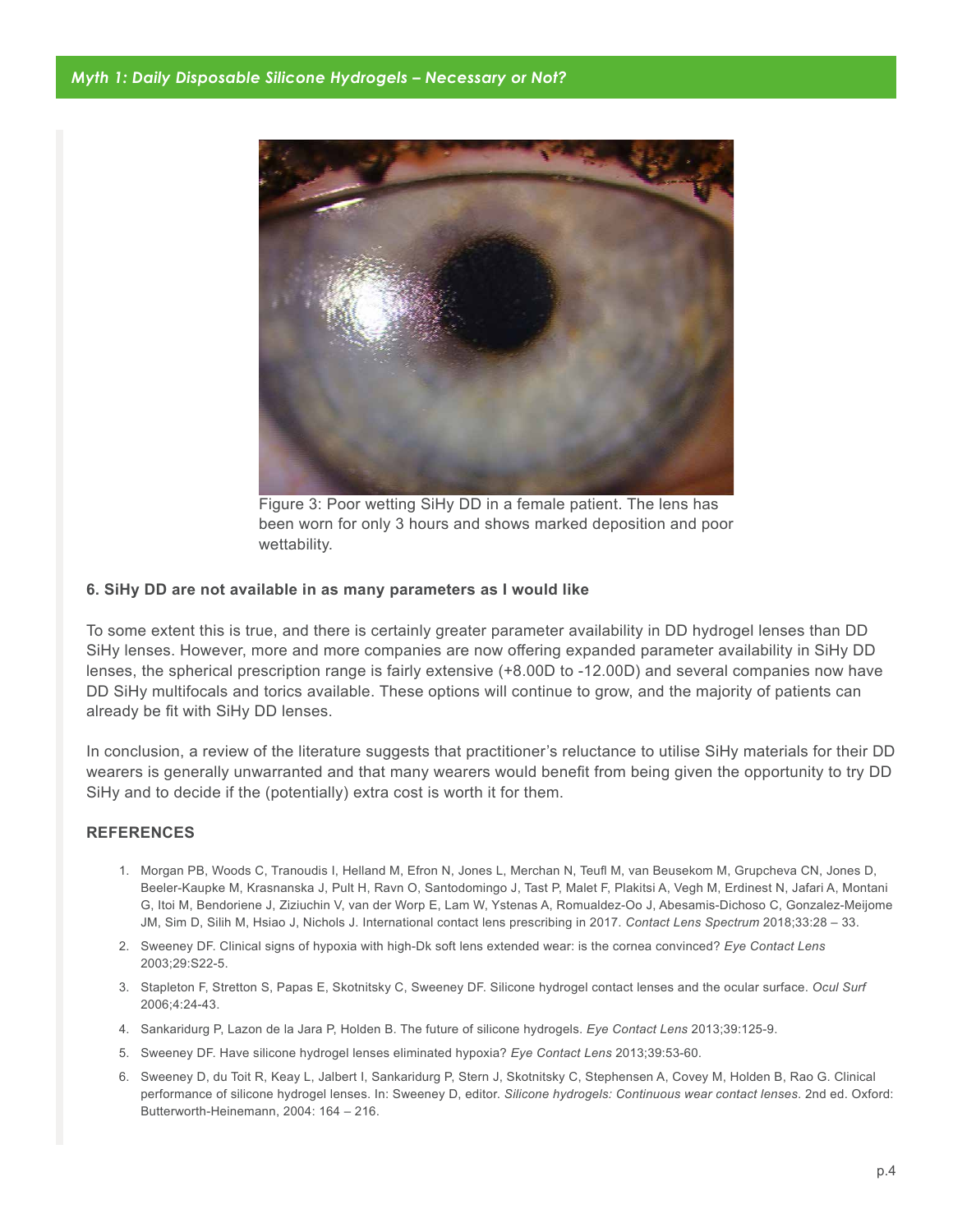Figure 3: Poor wetting SiHy DD in a female patient. The lens has been worn for only 3 hours and shows marked deposition and poor wettability.

**6. SiHy DD are not available in as many parameters as I would like**

To some extent this is true, and there is certainly greater parameter availability in DD hydrogel lenses than DD SiHy lenses. However, more and more companies are now offering expanded parameter availability in SiHy DD lenses, the spherical prescription range is fairly extensive (+8.00D to -12.00D) and several companies now have DD SiHy multifocals and torics available. These options will continue to grow, and the majority of patients can already be fit with SiHy DD lenses.

In conclusion, a review of the literature suggests that practitioner's reluctance to utilise SiHy materials for their DD wearers is generally unwarranted and that many wearers would benefit from being given the opportunity to try DD SiHy and to decide if the (potentially) extra cost is worth it for them.

## REFERENCES

1. Morgan PB, Woods C, Tranoudis I, Helland M, Efron N, Jones L, Merchan N, Teufl M, van Beusekom M, Grupcheva CN, Jones D, Beeler-Kaupke M, Krasnanska J, Pult H, Ravn O, Santodomingo J, Tast P, Malet F, Plakitsi A, Vegh M, Erdinest N, Jafari A, Montani G, Itoi M, Bendoriene J, Ziziuchin V, van der Worp E, Lam W, Ystenas A, Romualdez-Oo J, Abesamis-Dichoso C, Gonzalez-Meijome JM, Sim D, Silih M, Hsiao J, Nichols J. International contact lens prescribing in 2017. *Contact Lens Spectrum* 2018;33:28 – 33.
2. Sweeney DF. Clinical signs of hypoxia with high-Dk soft lens extended wear: is the cornea convinced? *Eye Contact Lens* 2003;29:S22-5.
3. Stapleton F, Stretton S, Papas E, Skotnitsky C, Sweeney DF. Silicone hydrogel contact lenses and the ocular surface. *Ocul Surf* 2006;4:24-43.
4. Sankaridurg P, Lazon de la Jara P, Holden B. The future of silicone hydrogels. *Eye Contact Lens* 2013;39:125-9.
5. Sweeney DF. Have silicone hydrogel lenses eliminated hypoxia? *Eye Contact Lens* 2013;39:53-60.
6. Sweeney D, du Toit R, Keay L, Jalbert I, Sankaridurg P, Stern J, Skotnitsky C, Stephensen A, Covey M, Holden B, Rao G. Clinical performance of silicone hydrogel lenses. In: Sweeney D, editor. *Silicone hydrogels: Continuous wear contact lenses*. 2nd ed. Oxford: Butterworth-Heinemann, 2004: 164 – 216.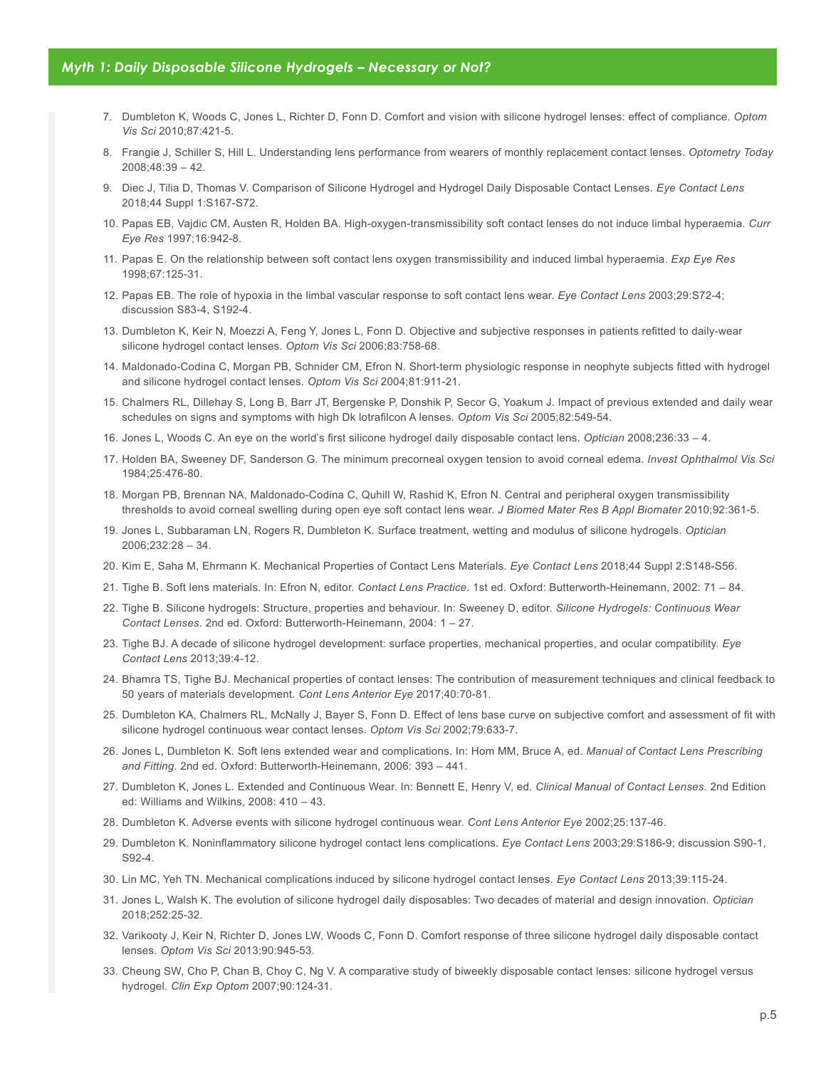7. Dumbleton K, Woods C, Jones L, Richter D, Fonn D. Comfort and vision with silicone hydrogel lenses: effect of compliance. *Optom Vis Sci* 2010;87:421-5.
8. Frangie J, Schiller S, Hill L. Understanding lens performance from wearers of monthly replacement contact lenses. *Optometry Today* 2008;48:39 – 42.
9. Diec J, Tilia D, Thomas V. Comparison of Silicone Hydrogel and Hydrogel Daily Disposable Contact Lenses. *Eye Contact Lens* 2018;44 Suppl 1:S167-S72.
10. Papas EB, Vajdic CM, Austen R, Holden BA. High-oxygen-transmissibility soft contact lenses do not induce limbal hyperaemia. *Curr Eye Res* 1997;16:942-8.
11. Papas E. On the relationship between soft contact lens oxygen transmissibility and induced limbal hyperaemia. *Exp Eye Res* 1998;67:125-31.
12. Papas EB. The role of hypoxia in the limbal vascular response to soft contact lens wear. *Eye Contact Lens* 2003;29:S72-4; discussion S83-4, S192-4.
13. Dumbleton K, Keir N, Moezzi A, Feng Y, Jones L, Fonn D. Objective and subjective responses in patients refitted to daily-wear silicone hydrogel contact lenses. *Optom Vis Sci* 2006;83:758-68.
14. Maldonado-Codina C, Morgan PB, Schnider CM, Efron N. Short-term physiologic response in neophyte subjects fitted with hydrogel and silicone hydrogel contact lenses. *Optom Vis Sci* 2004;81:911-21.
15. Chalmers RL, Dillehay S, Long B, Barr JT, Bergenske P, Donshik P, Secor G, Yoakum J. Impact of previous extended and daily wear schedules on signs and symptoms with high Dk lotrafilcon A lenses. *Optom Vis Sci* 2005;82:549-54.
16. Jones L, Woods C. An eye on the world's first silicone hydrogel daily disposable contact lens. *Optician* 2008;236:33 – 4.
17. Holden BA, Sweeney DF, Sanderson G. The minimum precorneal oxygen tension to avoid corneal edema. *Invest Ophthalmol Vis Sci* 1984;25:476-80.
18. Morgan PB, Brennan NA, Maldonado-Codina C, Quhill W, Rashid K, Efron N. Central and peripheral oxygen transmissibility thresholds to avoid corneal swelling during open eye soft contact lens wear. *J Biomed Mater Res B Appl Biomater* 2010;92:361-5.
19. Jones L, Subbaraman LN, Rogers R, Dumbleton K. Surface treatment, wetting and modulus of silicone hydrogels. *Optician* 2006;232:28 – 34.
20. Kim E, Saha M, Ehrmann K. Mechanical Properties of Contact Lens Materials. *Eye Contact Lens* 2018;44 Suppl 2:S148-S56.
21. Tighe B. Soft lens materials. In: Efron N, editor. *Contact Lens Practice*. 1st ed. Oxford: Butterworth-Heinemann, 2002: 71 – 84.
22. Tighe B. Silicone hydrogels: Structure, properties and behaviour. In: Sweeney D, editor. *Silicone Hydrogels: Continuous Wear Contact Lenses*. 2nd ed. Oxford: Butterworth-Heinemann, 2004: 1 – 27.
23. Tighe BJ. A decade of silicone hydrogel development: surface properties, mechanical properties, and ocular compatibility. *Eye Contact Lens* 2013;39:4-12.
24. Bhamra TS, Tighe BJ. Mechanical properties of contact lenses: The contribution of measurement techniques and clinical feedback to 50 years of materials development. *Cont Lens Anterior Eye* 2017;40:70-81.
25. Dumbleton KA, Chalmers RL, McNally J, Bayer S, Fonn D. Effect of lens base curve on subjective comfort and assessment of fit with silicone hydrogel continuous wear contact lenses. *Optom Vis Sci* 2002;79:633-7.
26. Jones L, Dumbleton K. Soft lens extended wear and complications. In: Hom MM, Bruce A, ed. *Manual of Contact Lens Prescribing and Fitting*. 2nd ed. Oxford: Butterworth-Heinemann, 2006: 393 – 441.
27. Dumbleton K, Jones L. Extended and Continuous Wear. In: Bennett E, Henry V, ed. *Clinical Manual of Contact Lenses*. 2nd Edition ed: Williams and Wilkins, 2008: 410 – 43.
28. Dumbleton K. Adverse events with silicone hydrogel continuous wear. *Cont Lens Anterior Eye* 2002;25:137-46.
29. Dumbleton K. Noninflammatory silicone hydrogel contact lens complications. *Eye Contact Lens* 2003;29:S186-9; discussion S90-1, S92-4.
30. Lin MC, Yeh TN. Mechanical complications induced by silicone hydrogel contact lenses. *Eye Contact Lens* 2013;39:115-24.
31. Jones L, Walsh K. The evolution of silicone hydrogel daily disposables: Two decades of material and design innovation. *Optician* 2018;252:25-32.
32. Varikooty J, Keir N, Richter D, Jones LW, Woods C, Fonn D. Comfort response of three silicone hydrogel daily disposable contact lenses. *Optom Vis Sci* 2013;90:945-53.
33. Cheung SW, Cho P, Chan B, Choy C, Ng V. A comparative study of biweekly disposable contact lenses: silicone hydrogel versus hydrogel. *Clin Exp Optom* 2007;90:124-31.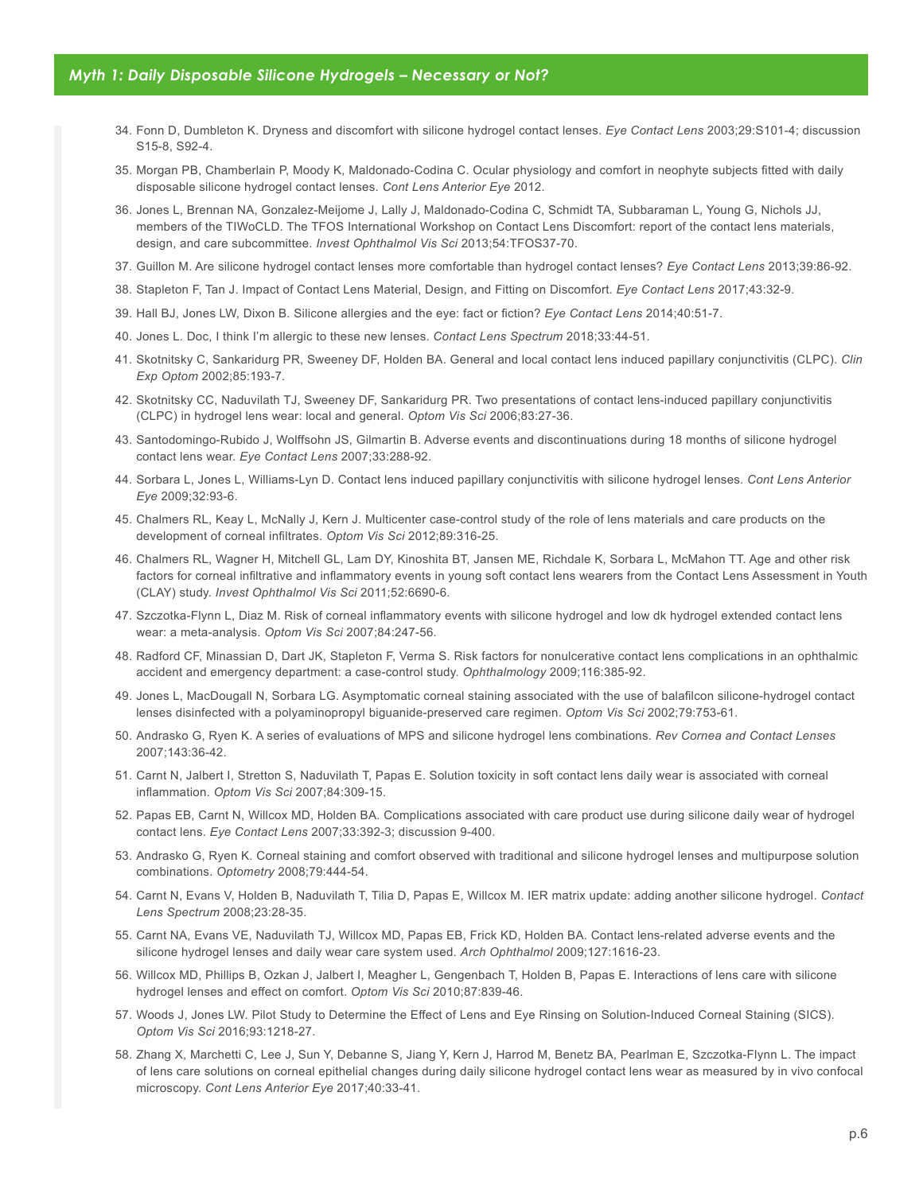34. Fonn D, Dumbleton K. Dryness and discomfort with silicone hydrogel contact lenses. *Eye Contact Lens* 2003;29:S101-4; discussion S15-8, S92-4.

35. Morgan PB, Chamberlain P, Moody K, Maldonado-Codina C. Ocular physiology and comfort in neophyte subjects fitted with daily disposable silicone hydrogel contact lenses. *Cont Lens Anterior Eye* 2012.

36. Jones L, Brennan NA, Gonzalez-Meijome J, Lally J, Maldonado-Codina C, Schmidt TA, Subbaraman L, Young G, Nichols JJ, members of the TIWoCLD. The TFOS International Workshop on Contact Lens Discomfort: report of the contact lens materials, design, and care subcommittee. *Invest Ophthalmol Vis Sci* 2013;54:TFOS37-70.

37. Guillon M. Are silicone hydrogel contact lenses more comfortable than hydrogel contact lenses? *Eye Contact Lens* 2013;39:86-92.

38. Stapleton F, Tan J. Impact of Contact Lens Material, Design, and Fitting on Discomfort. *Eye Contact Lens* 2017;43:32-9.

39. Hall BJ, Jones LW, Dixon B. Silicone allergies and the eye: fact or fiction? *Eye Contact Lens* 2014;40:51-7.

40. Jones L. Doc, I think I'm allergic to these new lenses. *Contact Lens Spectrum* 2018;33:44-51.

41. Skotnitsky C, Sankaridurg PR, Sweeney DF, Holden BA. General and local contact lens induced papillary conjunctivitis (CLPC). *Clin Exp Optom* 2002;85:193-7.

42. Skotnitsky CC, Naduvilath TJ, Sweeney DF, Sankaridurg PR. Two presentations of contact lens-induced papillary conjunctivitis (CLPC) in hydrogel lens wear: local and general. *Optom Vis Sci* 2006;83:27-36.

43. Santodomingo-Rubido J, Wolffsohn JS, Gilmartin B. Adverse events and discontinuations during 18 months of silicone hydrogel contact lens wear. *Eye Contact Lens* 2007;33:288-92.

44. Sorbara L, Jones L, Williams-Lyn D. Contact lens induced papillary conjunctivitis with silicone hydrogel lenses. *Cont Lens Anterior Eye* 2009;32:93-6.

45. Chalmers RL, Keay L, McNally J, Kern J. Multicenter case-control study of the role of lens materials and care products on the development of corneal infiltrates. *Optom Vis Sci* 2012;89:316-25.

46. Chalmers RL, Wagner H, Mitchell GL, Lam DY, Kinoshita BT, Jansen ME, Richdale K, Sorbara L, McMahon TT. Age and other risk factors for corneal infiltrative and inflammatory events in young soft contact lens wearers from the Contact Lens Assessment in Youth (CLAY) study. *Invest Ophthalmol Vis Sci* 2011;52:6690-6.

47. Szczotka-Flynn L, Diaz M. Risk of corneal inflammatory events with silicone hydrogel and low dk hydrogel extended contact lens wear: a meta-analysis. *Optom Vis Sci* 2007;84:247-56.

48. Radford CF, Minassian D, Dart JK, Stapleton F, Verma S. Risk factors for nonulcerative contact lens complications in an ophthalmic accident and emergency department: a case-control study. *Ophthalmology* 2009;116:385-92.

49. Jones L, MacDougall N, Sorbara LG. Asymptomatic corneal staining associated with the use of balafilcon silicone-hydrogel contact lenses disinfected with a polyaminopropyl biguanide-preserved care regimen. *Optom Vis Sci* 2002;79:753-61.

50. Andrasko G, Ryen K. A series of evaluations of MPS and silicone hydrogel lens combinations. *Rev Cornea and Contact Lenses* 2007;143:36-42.

51. Carnt N, Jalbert I, Stretton S, Naduvilath T, Papas E. Solution toxicity in soft contact lens daily wear is associated with corneal inflammation. *Optom Vis Sci* 2007;84:309-15.

52. Papas EB, Carnt N, Willcox MD, Holden BA. Complications associated with care product use during silicone daily wear of hydrogel contact lens. *Eye Contact Lens* 2007;33:392-3; discussion 9-400.

53. Andrasko G, Ryen K. Corneal staining and comfort observed with traditional and silicone hydrogel lenses and multipurpose solution combinations. *Optometry* 2008;79:444-54.

54. Carnt N, Evans V, Holden B, Naduvilath T, Tilia D, Papas E, Willcox M. IER matrix update: adding another silicone hydrogel. *Contact Lens Spectrum* 2008;23:28-35.

55. Carnt NA, Evans VE, Naduvilath TJ, Willcox MD, Papas EB, Frick KD, Holden BA. Contact lens-related adverse events and the silicone hydrogel lenses and daily wear care system used. *Arch Ophthalmol* 2009;127:1616-23.

56. Willcox MD, Phillips B, Ozkan J, Jalbert I, Meagher L, Gengenbach T, Holden B, Papas E. Interactions of lens care with silicone hydrogel lenses and effect on comfort. *Optom Vis Sci* 2010;87:839-46.

57. Woods J, Jones LW. Pilot Study to Determine the Effect of Lens and Eye Rinsing on Solution-Induced Corneal Staining (SICS). *Optom Vis Sci* 2016;93:1218-27.

58. Zhang X, Marchetti C, Lee J, Sun Y, Debanne S, Jiang Y, Kern J, Harrod M, Benetz BA, Pearlman E, Szczotka-Flynn L. The impact of lens care solutions on corneal epithelial changes during daily silicone hydrogel contact lens wear as measured by in vivo confocal microscopy. *Cont Lens Anterior Eye* 2017;40:33-41.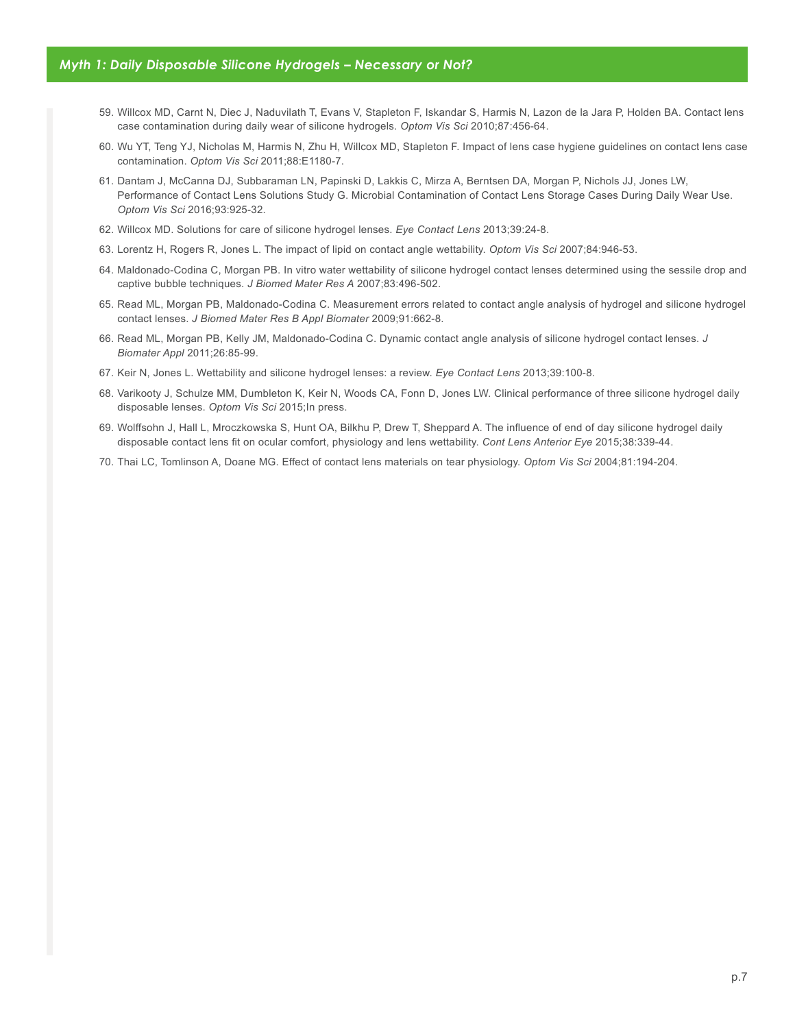59. Willcox MD, Carnt N, Diec J, Naduvilath T, Evans V, Stapleton F, Iskandar S, Harmis N, Lazon de la Jara P, Holden BA. Contact lens case contamination during daily wear of silicone hydrogels. *Optom Vis Sci* 2010;87:456-64.

60. Wu YT, Teng YJ, Nicholas M, Harmis N, Zhu H, Willcox MD, Stapleton F. Impact of lens case hygiene guidelines on contact lens case contamination. *Optom Vis Sci* 2011;88:E1180-7.

61. Dantam J, McCanna DJ, Subbaraman LN, Papinski D, Lakkis C, Mirza A, Berntsen DA, Morgan P, Nichols JJ, Jones LW, Performance of Contact Lens Solutions Study G. Microbial Contamination of Contact Lens Storage Cases During Daily Wear Use. *Optom Vis Sci* 2016;93:925-32.

62. Willcox MD. Solutions for care of silicone hydrogel lenses. *Eye Contact Lens* 2013;39:24-8.

63. Lorentz H, Rogers R, Jones L. The impact of lipid on contact angle wettability. *Optom Vis Sci* 2007;84:946-53.

64. Maldonado-Codina C, Morgan PB. In vitro water wettability of silicone hydrogel contact lenses determined using the sessile drop and captive bubble techniques. *J Biomed Mater Res A* 2007;83:496-502.

65. Read ML, Morgan PB, Maldonado-Codina C. Measurement errors related to contact angle analysis of hydrogel and silicone hydrogel contact lenses. *J Biomed Mater Res B Appl Biomater* 2009;91:662-8.

66. Read ML, Morgan PB, Kelly JM, Maldonado-Codina C. Dynamic contact angle analysis of silicone hydrogel contact lenses. *J Biomater Appl* 2011;26:85-99.

67. Keir N, Jones L. Wettability and silicone hydrogel lenses: a review. *Eye Contact Lens* 2013;39:100-8.

68. Varikooty J, Schulze MM, Dumbleton K, Keir N, Woods CA, Fonn D, Jones LW. Clinical performance of three silicone hydrogel daily disposable lenses. *Optom Vis Sci* 2015;In press.

69. Wolffsohn J, Hall L, Mroczkowska S, Hunt OA, Bilkhu P, Drew T, Sheppard A. The influence of end of day silicone hydrogel daily disposable contact lens fit on ocular comfort, physiology and lens wettability. *Cont Lens Anterior Eye* 2015;38:339-44.

70. Thai LC, Tomlinson A, Doane MG. Effect of contact lens materials on tear physiology. *Optom Vis Sci* 2004;81:194-204.